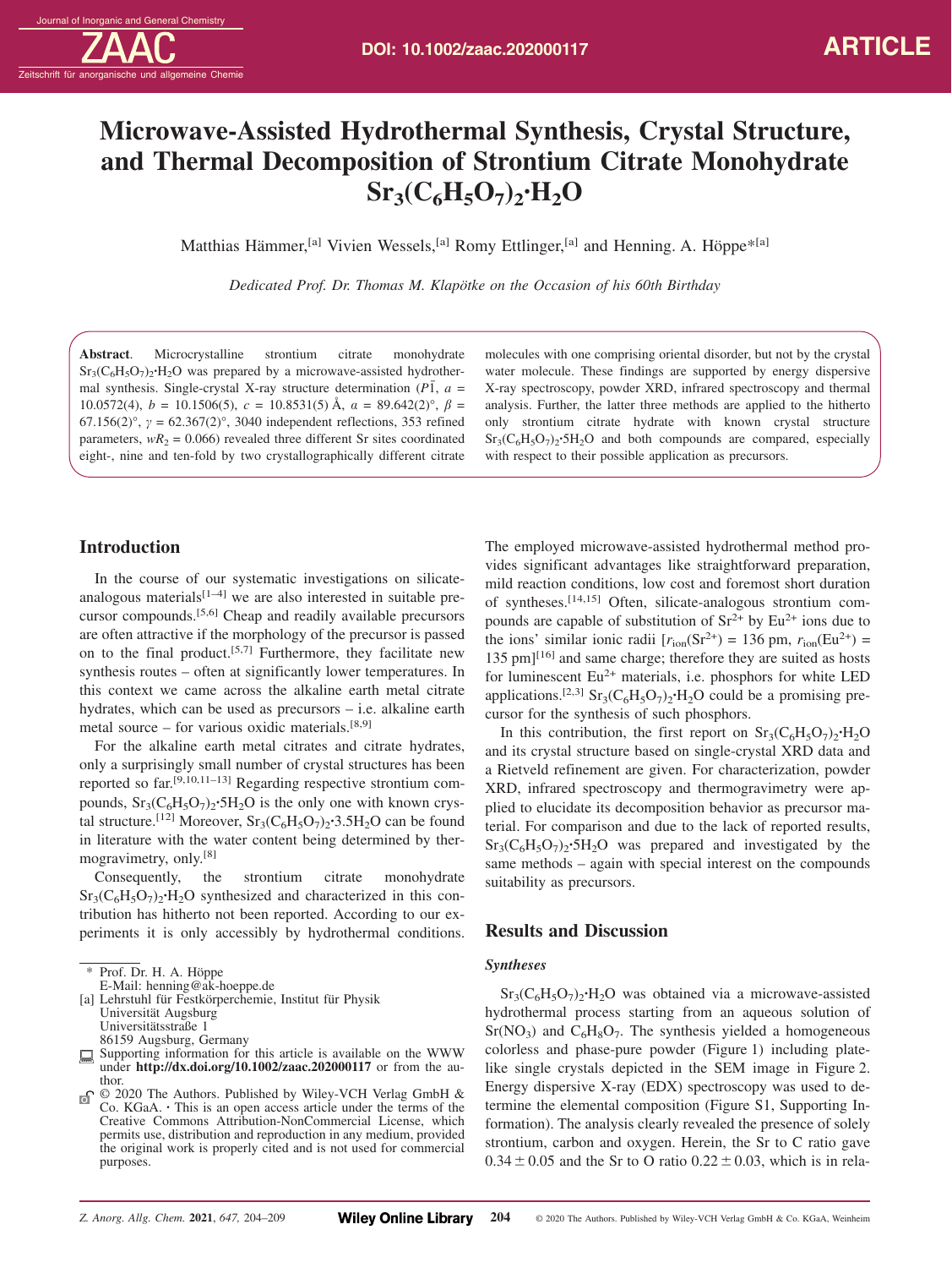# Microwave-Assisted Hydrothermal Synthesis, Crystal Structure, and Thermal Decomposition of Strontium Citrate Monohydrate $Sr_3(C_6H_5O_7)_2·H_2O$

Matthias Hämmer,[a] Vivien Wessels,[a] Romy Ettlinger,[a] and Henning. A. Höppe*[a]

*Dedicated Prof. Dr. Thomas M. Klapötke on the Occasion of his 60th Birthday*

**Abstract**. Microcrystalline strontium citrate monohydrate $Sr_3(C_6H_5O_7)_2·H_2O$ was prepared by a microwave-assisted hydrothermal synthesis. Single-crystal X-ray structure determination ($P\bar{1}$, $a$ = 10.0572(4), $b$ = 10.1506(5), $c$ = 10.8531(5) Å, $\alpha$ = 89.642(2)°, $\beta$ = 67.156(2)°, $\gamma$ = 62.367(2)°, 3040 independent reflections, 353 refined parameters, $wR_2$ = 0.066) revealed three different Sr sites coordinated eight-, nine and ten-fold by two crystallographically different citrate molecules with one comprising oriental disorder, but not by the crystal water molecule. These findings are supported by energy dispersive X-ray spectroscopy, powder XRD, infrared spectroscopy and thermal analysis. Further, the latter three methods are applied to the hitherto only strontium citrate hydrate with known crystal structure $Sr_3(C_6H_5O_7)_2·5H_2O$ and both compounds are compared, especially with respect to their possible application as precursors.

## Introduction

In the course of our systematic investigations on silicate-analogous materials[1–4] we are also interested in suitable precursor compounds.[5,6] Cheap and readily available precursors are often attractive if the morphology of the precursor is passed on to the final product.[5,7] Furthermore, they facilitate new synthesis routes – often at significantly lower temperatures. In this context we came across the alkaline earth metal citrate hydrates, which can be used as precursors – i.e. alkaline earth metal source – for various oxidic materials.[8,9]

For the alkaline earth metal citrates and citrate hydrates, only a surprisingly small number of crystal structures has been reported so far.[9,10,11–13] Regarding respective strontium compounds, $Sr_3(C_6H_5O_7)_2·5H_2O$ is the only one with known crystal structure.[12] Moreover, $Sr_3(C_6H_5O_7)_2·3.5H_2O$ can be found in literature with the water content being determined by thermogravimetry, only.[8]

Consequently, the strontium citrate monohydrate $Sr_3(C_6H_5O_7)_2·H_2O$ synthesized and characterized in this contribution has hitherto not been reported. According to our experiments it is only accessibly by hydrothermal conditions. The employed microwave-assisted hydrothermal method provides significant advantages like straightforward preparation, mild reaction conditions, low cost and foremost short duration of syntheses.[14,15] Often, silicate-analogous strontium compounds are capable of substitution of $Sr^{2+}$ by $Eu^{2+}$ ions due to the ions' similar ionic radii [$r_{ion}(Sr^{2+})$ = 136 pm, $r_{ion}(Eu^{2+})$ = 135 pm][16] and same charge; therefore they are suited as hosts for luminescent $Eu^{2+}$ materials, i.e. phosphors for white LED applications.[2,3] $Sr_3(C_6H_5O_7)_2·H_2O$ could be a promising precursor for the synthesis of such phosphors.

In this contribution, the first report on $Sr_3(C_6H_5O_7)_2·H_2O$ and its crystal structure based on single-crystal XRD data and a Rietveld refinement are given. For characterization, powder XRD, infrared spectroscopy and thermogravimetry were applied to elucidate its decomposition behavior as precursor material. For comparison and due to the lack of reported results, $Sr_3(C_6H_5O_7)_2·5H_2O$ was prepared and investigated by the same methods – again with special interest on the compounds suitability as precursors.

## Results and Discussion

### Syntheses

$Sr_3(C_6H_5O_7)_2·H_2O$ was obtained via a microwave-assisted hydrothermal process starting from an aqueous solution of $Sr(NO_3)$ and $C_6H_8O_7$. The synthesis yielded a homogeneous colorless and phase-pure powder (Figure 1) including plate-like single crystals depicted in the SEM image in Figure 2. Energy dispersive X-ray (EDX) spectroscopy was used to determine the elemental composition (Figure S1, Supporting Information). The analysis clearly revealed the presence of solely strontium, carbon and oxygen. Herein, the Sr to C ratio gave $0.34 \pm 0.05$ and the Sr to O ratio $0.22 \pm 0.03$, which is in rela-

\* Prof. Dr. H. A. Höppe
E-Mail: henning@ak-hoeppe.de
[a] Lehrstuhl für Festkörperchemie, Institut für Physik
Universität Augsburg
Universitätsstraße 1
86159 Augsburg, Germany
Supporting information for this article is available on the WWW under **http://dx.doi.org/10.1002/zaac.202000117** or from the author.
© 2020 The Authors. Published by Wiley-VCH Verlag GmbH & Co. KGaA. · This is an open access article under the terms of the Creative Commons Attribution-NonCommercial License, which permits use, distribution and reproduction in any medium, provided the original work is properly cited and is not used for commercial purposes.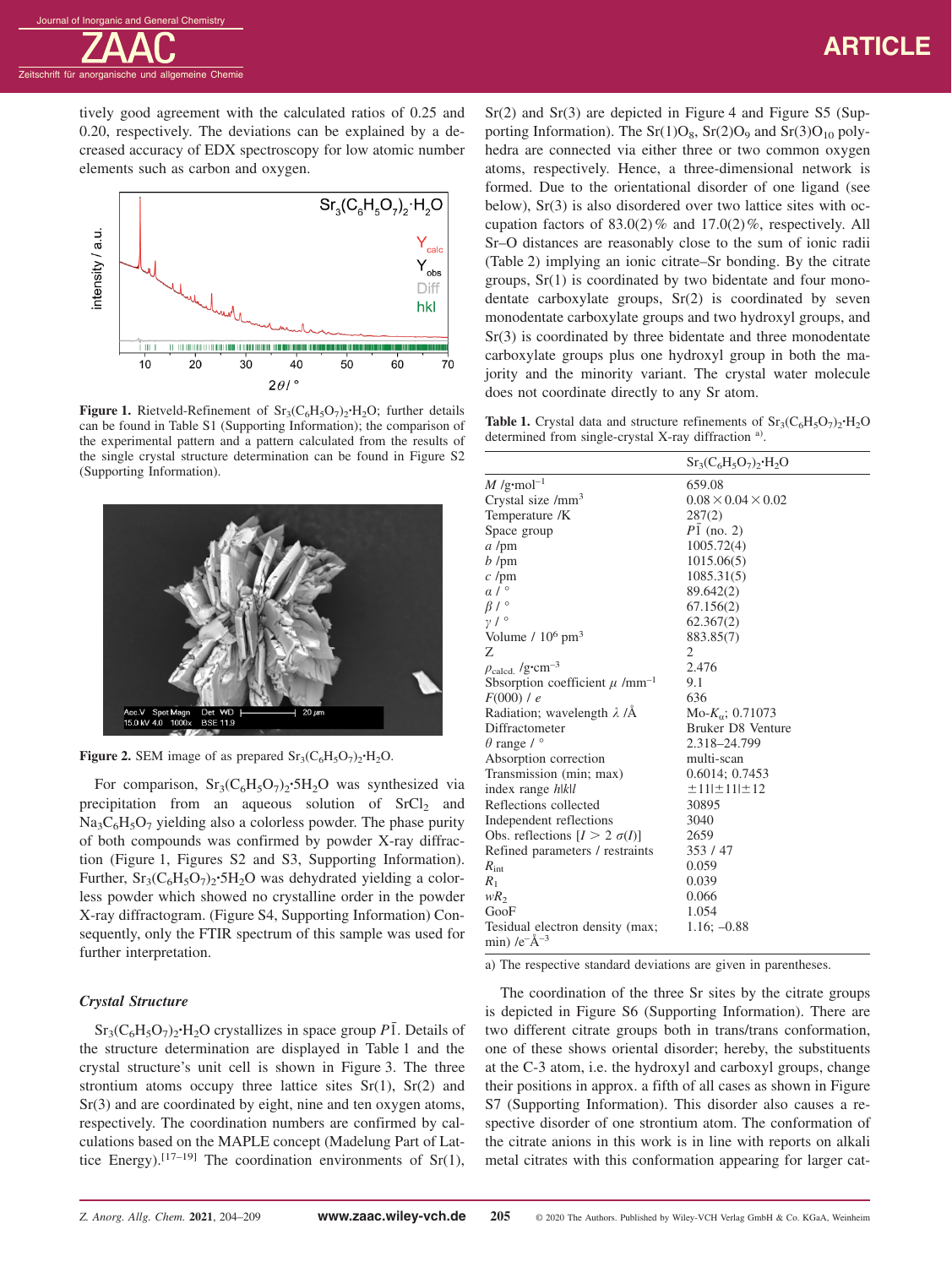tively good agreement with the calculated ratios of 0.25 and 0.20, respectively. The deviations can be explained by a decreased accuracy of EDX spectroscopy for low atomic number elements such as carbon and oxygen.

**Figure 1.** Rietveld-Refinement of $Sr_3(C_6H_5O_7)_2{\cdot}H_2O$; further details can be found in Table S1 (Supporting Information); the comparison of the experimental pattern and a pattern calculated from the results of the single crystal structure determination can be found in Figure S2 (Supporting Information).

**Figure 2.** SEM image of as prepared $Sr_3(C_6H_5O_7)_2{\cdot}H_2O$.

For comparison, $Sr_3(C_6H_5O_7)_2{\cdot}5H_2O$ was synthesized via precipitation from an aqueous solution of $SrCl_2$ and $Na_3C_6H_5O_7$ yielding also a colorless powder. The phase purity of both compounds was confirmed by powder X-ray diffraction (Figure 1, Figures S2 and S3, Supporting Information). Further, $Sr_3(C_6H_5O_7)_2{\cdot}5H_2O$ was dehydrated yielding a colorless powder which showed no crystalline order in the powder X-ray diffractogram. (Figure S4, Supporting Information) Consequently, only the FTIR spectrum of this sample was used for further interpretation.

### *Crystal Structure*

$Sr_3(C_6H_5O_7)_2{\cdot}H_2O$ crystallizes in space group $P\bar{1}$. Details of the structure determination are displayed in Table 1 and the crystal structure's unit cell is shown in Figure 3. The three strontium atoms occupy three lattice sites Sr(1), Sr(2) and Sr(3) and are coordinated by eight, nine and ten oxygen atoms, respectively. The coordination numbers are confirmed by calculations based on the MAPLE concept (Madelung Part of Lattice Energy).[17–19] The coordination environments of Sr(1), Sr(2) and Sr(3) are depicted in Figure 4 and Figure S5 (Supporting Information). The $Sr(1)O_8$, $Sr(2)O_9$ and $Sr(3)O_{10}$ polyhedra are connected via either three or two common oxygen atoms, respectively. Hence, a three-dimensional network is formed. Due to the orientational disorder of one ligand (see below), Sr(3) is also disordered over two lattice sites with occupation factors of 83.0(2) % and 17.0(2) %, respectively. All Sr–O distances are reasonably close to the sum of ionic radii (Table 2) implying an ionic citrate–Sr bonding. By the citrate groups, Sr(1) is coordinated by two bidentate and four monodentate carboxylate groups, Sr(2) is coordinated by seven monodentate carboxylate groups and two hydroxyl groups, and Sr(3) is coordinated by three bidentate and three monodentate carboxylate groups plus one hydroxyl group in both the majority and the minority variant. The crystal water molecule does not coordinate directly to any Sr atom.

**Table 1.** Crystal data and structure refinements of $Sr_3(C_6H_5O_7)_2{\cdot}H_2O$ determined from single-crystal X-ray diffraction [a].

| | $Sr_3(C_6H_5O_7)_2{\cdot}H_2O$ |
|---|---|
| $M$ /g·mol$^{-1}$ | 659.08 |
| Crystal size /mm$^3$ | $0.08 \times 0.04 \times 0.02$ |
| Temperature /K | 287(2) |
| Space group | $P\bar{1}$ (no. 2) |
| $a$ /pm | 1005.72(4) |
| $b$ /pm | 1015.06(5) |
| $c$ /pm | 1085.31(5) |
| $\alpha$ / ° | 89.642(2) |
| $\beta$ / ° | 67.156(2) |
| $\gamma$ / ° | 62.367(2) |
| Volume / $10^6$ pm$^3$ | 883.85(7) |
| Z | 2 |
| $\rho_{calcd.}$ /g·cm$^{-3}$ | 2.476 |
| Sbsorption coefficient $\mu$ /mm$^{-1}$ | 9.1 |
| $F(000)$ / $e$ | 636 |
| Radiation; wavelength $\lambda$ /Å | Mo-$K_\alpha$; 0.71073 |
| Diffractometer | Bruker D8 Venture |
| $\theta$ range / ° | 2.318–24.799 |
| Absorption correction | multi-scan |
| Transmission (min; max) | 0.6014; 0.7453 |
| index range $h$\|$k$\|$l$ | $\pm 11$\|$\pm 11$\|$\pm 12$ |
| Reflections collected | 30895 |
| Independent reflections | 3040 |
| Obs. reflections [$I > 2\ \sigma(I)$] | 2659 |
| Refined parameters / restraints | 353 / 47 |
| $R_{int}$ | 0.059 |
| $R_1$ | 0.039 |
| $wR_2$ | 0.066 |
| GooF | 1.054 |
| Tesidual electron density (max; min) /e$^-$Å$^{-3}$ | 1.16; –0.88 |

a) The respective standard deviations are given in parentheses.

The coordination of the three Sr sites by the citrate groups is depicted in Figure S6 (Supporting Information). There are two different citrate groups both in trans/trans conformation, one of these shows oriental disorder; hereby, the substituents at the C-3 atom, i.e. the hydroxyl and carboxyl groups, change their positions in approx. a fifth of all cases as shown in Figure S7 (Supporting Information). This disorder also causes a respective disorder of one strontium atom. The conformation of the citrate anions in this work is in line with reports on alkali metal citrates with this conformation appearing for larger cat-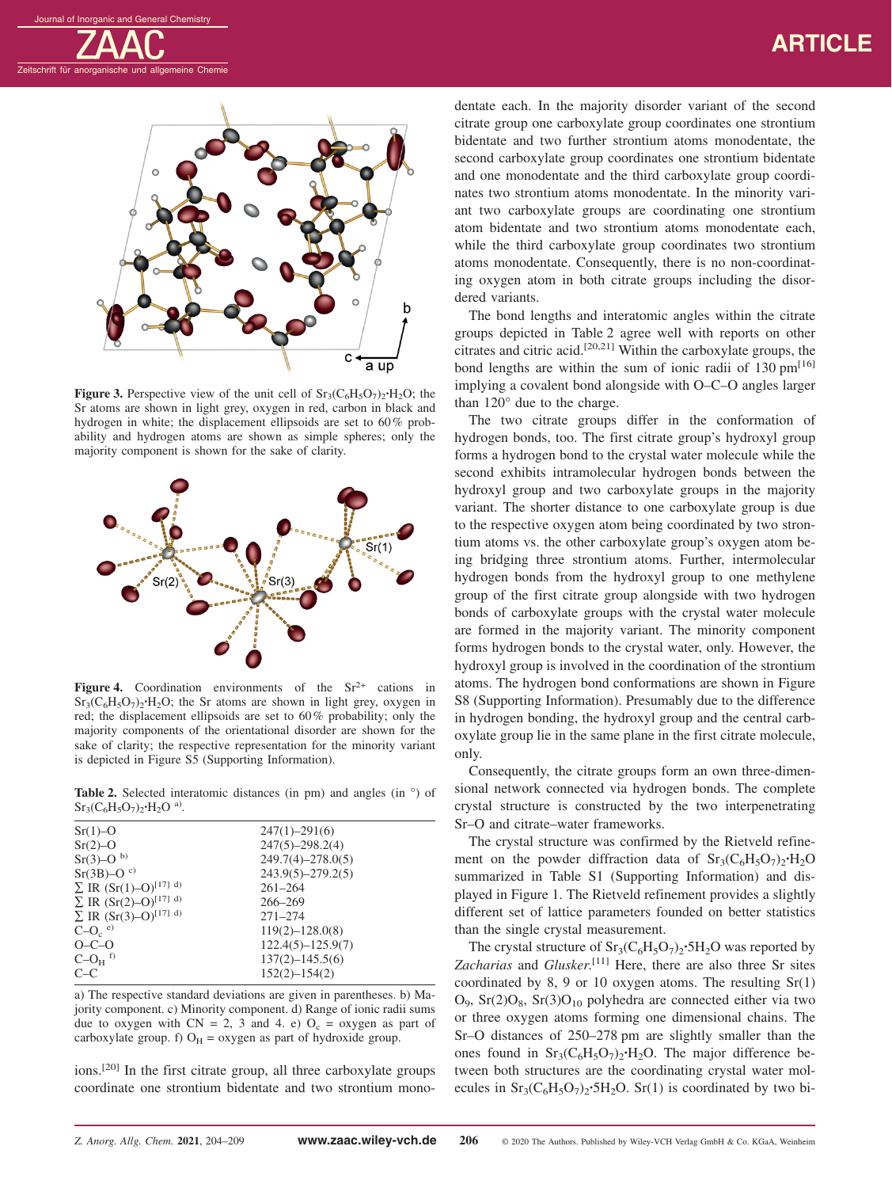**Figure 3.** Perspective view of the unit cell of $Sr_3(C_6H_5O_7)_2{\cdot}H_2O$; the Sr atoms are shown in light grey, oxygen in red, carbon in black and hydrogen in white; the displacement ellipsoids are set to 60% probability and hydrogen atoms are shown as simple spheres; only the majority component is shown for the sake of clarity.

**Figure 4.** Coordination environments of the $Sr^{2+}$ cations in $Sr_3(C_6H_5O_7)_2{\cdot}H_2O$; the Sr atoms are shown in light grey, oxygen in red; the displacement ellipsoids are set to 60% probability; only the majority components of the orientational disorder are shown for the sake of clarity; the respective representation for the minority variant is depicted in Figure S5 (Supporting Information).

**Table 2.** Selected interatomic distances (in pm) and angles (in °) of $Sr_3(C_6H_5O_7)_2{\cdot}H_2O$ [a].

| | |
|---|---|
| Sr(1)–O | 247(1)–291(6) |
| Sr(2)–O | 247(5)–298.2(4) |
| Sr(3)–O [b] | 249.7(4)–278.0(5) |
| Sr(3B)–O [c] | 243.9(5)–279.2(5) |
| Σ IR (Sr(1)–O)[17] [d] | 261–264 |
| Σ IR (Sr(2)–O)[17] [d] | 266–269 |
| Σ IR (Sr(3)–O)[17] [d] | 271–274 |
| $C–O_c$ [e] | 119(2)–128.0(8) |
| O–C–O | 122.4(5)–125.9(7) |
| $C–O_H$ [f] | 137(2)–145.5(6) |
| C–C | 152(2)–154(2) |

a) The respective standard deviations are given in parentheses. b) Majority component. c) Minority component. d) Range of ionic radii sums due to oxygen with CN = 2, 3 and 4. e) $O_c$ = oxygen as part of carboxylate group. f) $O_H$ = oxygen as part of hydroxide group.

ions.[20] In the first citrate group, all three carboxylate groups coordinate one strontium bidentate and two strontium monodentate each. In the majority disorder variant of the second citrate group one carboxylate group coordinates one strontium bidentate and two further strontium atoms monodentate, the second carboxylate group coordinates one strontium bidentate and one monodentate and the third carboxylate group coordinates two strontium atoms monodentate. In the minority variant two carboxylate groups are coordinating one strontium atom bidentate and two strontium atoms monodentate each, while the third carboxylate group coordinates two strontium atoms monodentate. Consequently, there is no non-coordinating oxygen atom in both citrate groups including the disordered variants.

The bond lengths and interatomic angles within the citrate groups depicted in Table 2 agree well with reports on other citrates and citric acid.[20,21] Within the carboxylate groups, the bond lengths are within the sum of ionic radii of 130 pm[16] implying a covalent bond alongside with O–C–O angles larger than 120° due to the charge.

The two citrate groups differ in the conformation of hydrogen bonds, too. The first citrate group's hydroxyl group forms a hydrogen bond to the crystal water molecule while the second exhibits intramolecular hydrogen bonds between the hydroxyl group and two carboxylate groups in the majority variant. The shorter distance to one carboxylate group is due to the respective oxygen atom being coordinated by two strontium atoms vs. the other carboxylate group's oxygen atom being bridging three strontium atoms. Further, intermolecular hydrogen bonds from the hydroxyl group to one methylene group of the first citrate group alongside with two hydrogen bonds of carboxylate groups with the crystal water molecule are formed in the majority variant. The minority component forms hydrogen bonds to the crystal water, only. However, the hydroxyl group is involved in the coordination of the strontium atoms. The hydrogen bond conformations are shown in Figure S8 (Supporting Information). Presumably due to the difference in hydrogen bonding, the hydroxyl group and the central carboxylate group lie in the same plane in the first citrate molecule, only.

Consequently, the citrate groups form an own three-dimensional network connected via hydrogen bonds. The complete crystal structure is constructed by the two interpenetrating Sr–O and citrate–water frameworks.

The crystal structure was confirmed by the Rietveld refinement on the powder diffraction data of $Sr_3(C_6H_5O_7)_2{\cdot}H_2O$ summarized in Table S1 (Supporting Information) and displayed in Figure 1. The Rietveld refinement provides a slightly different set of lattice parameters founded on better statistics than the single crystal measurement.

The crystal structure of $Sr_3(C_6H_5O_7)_2{\cdot}5H_2O$ was reported by *Zacharias* and *Glusker*.[11] Here, there are also three Sr sites coordinated by 8, 9 or 10 oxygen atoms. The resulting $Sr(1)O_9$, $Sr(2)O_8$, $Sr(3)O_{10}$ polyhedra are connected either via two or three oxygen atoms forming one dimensional chains. The Sr–O distances of 250–278 pm are slightly smaller than the ones found in $Sr_3(C_6H_5O_7)_2{\cdot}H_2O$. The major difference between both structures are the coordinating crystal water molecules in $Sr_3(C_6H_5O_7)_2{\cdot}5H_2O$. Sr(1) is coordinated by two bi-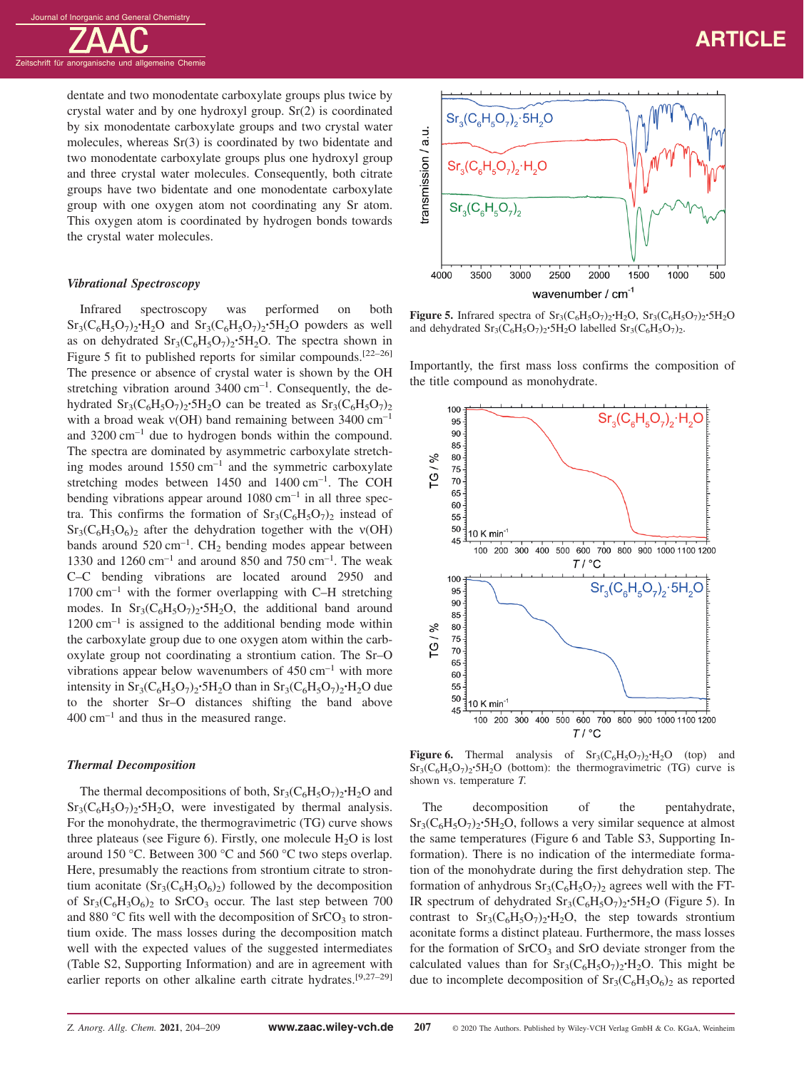dentate and two monodentate carboxylate groups plus twice by crystal water and by one hydroxyl group. Sr(2) is coordinated by six monodentate carboxylate groups and two crystal water molecules, whereas Sr(3) is coordinated by two bidentate and two monodentate carboxylate groups plus one hydroxyl group and three crystal water molecules. Consequently, both citrate groups have two bidentate and one monodentate carboxylate group with one oxygen atom not coordinating any Sr atom. This oxygen atom is coordinated by hydrogen bonds towards the crystal water molecules.

### *Vibrational Spectroscopy*

Infrared spectroscopy was performed on both $Sr_3(C_6H_5O_7)_2{\cdot}H_2O$ and $Sr_3(C_6H_5O_7)_2{\cdot}5H_2O$ powders as well as on dehydrated $Sr_3(C_6H_5O_7)_2{\cdot}5H_2O$. The spectra shown in Figure 5 fit to published reports for similar compounds.[22–26] The presence or absence of crystal water is shown by the OH stretching vibration around 3400 $cm^{-1}$. Consequently, the dehydrated $Sr_3(C_6H_5O_7)_2{\cdot}5H_2O$ can be treated as $Sr_3(C_6H_5O_7)_2$ with a broad weak ν(OH) band remaining between 3400 $cm^{-1}$ and 3200 $cm^{-1}$ due to hydrogen bonds within the compound. The spectra are dominated by asymmetric carboxylate stretching modes around 1550 $cm^{-1}$ and the symmetric carboxylate stretching modes between 1450 and 1400 $cm^{-1}$. The COH bending vibrations appear around 1080 $cm^{-1}$ in all three spectra. This confirms the formation of $Sr_3(C_6H_5O_7)_2$ instead of $Sr_3(C_6H_3O_6)_2$ after the dehydration together with the ν(OH) bands around 520 $cm^{-1}$. $CH_2$ bending modes appear between 1330 and 1260 $cm^{-1}$ and around 850 and 750 $cm^{-1}$. The weak C–C bending vibrations are located around 2950 and 1700 $cm^{-1}$ with the former overlapping with C–H stretching modes. In $Sr_3(C_6H_5O_7)_2{\cdot}5H_2O$, the additional band around 1200 $cm^{-1}$ is assigned to the additional bending mode within the carboxylate group due to one oxygen atom within the carboxylate group not coordinating a strontium cation. The Sr–O vibrations appear below wavenumbers of 450 $cm^{-1}$ with more intensity in $Sr_3(C_6H_5O_7)_2{\cdot}5H_2O$ than in $Sr_3(C_6H_5O_7)_2{\cdot}H_2O$ due to the shorter Sr–O distances shifting the band above 400 $cm^{-1}$ and thus in the measured range.

**Figure 5.** Infrared spectra of $Sr_3(C_6H_5O_7)_2{\cdot}H_2O$, $Sr_3(C_6H_5O_7)_2{\cdot}5H_2O$ and dehydrated $Sr_3(C_6H_5O_7)_2{\cdot}5H_2O$ labelled $Sr_3(C_6H_5O_7)_2$.

### *Thermal Decomposition*

The thermal decompositions of both, $Sr_3(C_6H_5O_7)_2{\cdot}H_2O$ and $Sr_3(C_6H_5O_7)_2{\cdot}5H_2O$, were investigated by thermal analysis. For the monohydrate, the thermogravimetric (TG) curve shows three plateaus (see Figure 6). Firstly, one molecule $H_2O$ is lost around 150 °C. Between 300 °C and 560 °C two steps overlap. Here, presumably the reactions from strontium citrate to strontium aconitate ($Sr_3(C_6H_3O_6)_2$) followed by the decomposition of $Sr_3(C_6H_3O_6)_2$ to $SrCO_3$ occur. The last step between 700 and 880 °C fits well with the decomposition of $SrCO_3$ to strontium oxide. The mass losses during the decomposition match well with the expected values of the suggested intermediates (Table S2, Supporting Information) and are in agreement with earlier reports on other alkaline earth citrate hydrates.[9,27–29] Importantly, the first mass loss confirms the composition of the title compound as monohydrate.

**Figure 6.** Thermal analysis of $Sr_3(C_6H_5O_7)_2{\cdot}H_2O$ (top) and $Sr_3(C_6H_5O_7)_2{\cdot}5H_2O$ (bottom): the thermogravimetric (TG) curve is shown vs. temperature *T*.

The decomposition of the pentahydrate, $Sr_3(C_6H_5O_7)_2{\cdot}5H_2O$, follows a very similar sequence at almost the same temperatures (Figure 6 and Table S3, Supporting Information). There is no indication of the intermediate formation of the monohydrate during the first dehydration step. The formation of anhydrous $Sr_3(C_6H_5O_7)_2$ agrees well with the FT-IR spectrum of dehydrated $Sr_3(C_6H_5O_7)_2{\cdot}5H_2O$ (Figure 5). In contrast to $Sr_3(C_6H_5O_7)_2{\cdot}H_2O$, the step towards strontium aconitate forms a distinct plateau. Furthermore, the mass losses for the formation of $SrCO_3$ and SrO deviate stronger from the calculated values than for $Sr_3(C_6H_5O_7)_2{\cdot}H_2O$. This might be due to incomplete decomposition of $Sr_3(C_6H_3O_6)_2$ as reported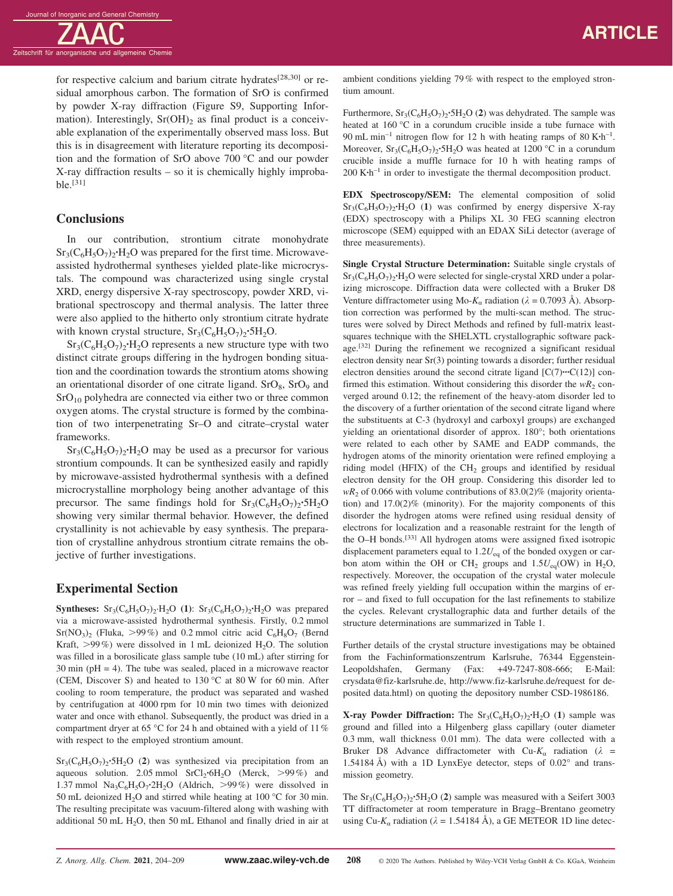for respective calcium and barium citrate hydrates[28,30] or residual amorphous carbon. The formation of SrO is confirmed by powder X-ray diffraction (Figure S9, Supporting Information). Interestingly, $Sr(OH)_2$ as final product is a conceivable explanation of the experimentally observed mass loss. But this is in disagreement with literature reporting its decomposition and the formation of SrO above 700 °C and our powder X-ray diffraction results – so it is chemically highly improbable.[31]

## Conclusions

In our contribution, strontium citrate monohydrate $Sr_3(C_6H_5O_7)_2{\cdot}H_2O$ was prepared for the first time. Microwave-assisted hydrothermal syntheses yielded plate-like microcrystals. The compound was characterized using single crystal XRD, energy dispersive X-ray spectroscopy, powder XRD, vibrational spectroscopy and thermal analysis. The latter three were also applied to the hitherto only strontium citrate hydrate with known crystal structure, $Sr_3(C_6H_5O_7)_2{\cdot}5H_2O$.

$Sr_3(C_6H_5O_7)_2{\cdot}H_2O$ represents a new structure type with two distinct citrate groups differing in the hydrogen bonding situation and the coordination towards the strontium atoms showing an orientational disorder of one citrate ligand. $SrO_8$, $SrO_9$ and $SrO_{10}$ polyhedra are connected via either two or three common oxygen atoms. The crystal structure is formed by the combination of two interpenetrating Sr–O and citrate–crystal water frameworks.

$Sr_3(C_6H_5O_7)_2{\cdot}H_2O$ may be used as a precursor for various strontium compounds. It can be synthesized easily and rapidly by microwave-assisted hydrothermal synthesis with a defined microcrystalline morphology being another advantage of this precursor. The same findings hold for $Sr_3(C_6H_5O_7)_2{\cdot}5H_2O$ showing very similar thermal behavior. However, the defined crystallinity is not achievable by easy synthesis. The preparation of crystalline anhydrous strontium citrate remains the objective of further investigations.

## Experimental Section

**Syntheses:** $Sr_3(C_6H_5O_7)_2{\cdot}H_2O$ (**1**): $Sr_3(C_6H_5O_7)_2{\cdot}H_2O$ was prepared via a microwave-assisted hydrothermal synthesis. Firstly, 0.2 mmol $Sr(NO_3)_2$ (Fluka, >99 %) and 0.2 mmol citric acid $C_6H_8O_7$ (Bernd Kraft, >99 %) were dissolved in 1 mL deionized $H_2O$. The solution was filled in a borosilicate glass sample tube (10 mL) after stirring for 30 min (pH = 4). The tube was sealed, placed in a microwave reactor (CEM, Discover S) and heated to 130 °C at 80 W for 60 min. After cooling to room temperature, the product was separated and washed by centrifugation at 4000 rpm for 10 min two times with deionized water and once with ethanol. Subsequently, the product was dried in a compartment dryer at 65 °C for 24 h and obtained with a yield of 11 % with respect to the employed strontium amount.

$Sr_3(C_6H_5O_7)_2{\cdot}5H_2O$ (**2**) was synthesized via precipitation from an aqueous solution. 2.05 mmol $SrCl_2{\cdot}6H_2O$ (Merck, >99 %) and 1.37 mmol $Na_3C_6H_5O_7{\cdot}2H_2O$ (Aldrich, >99 %) were dissolved in 50 mL deionized $H_2O$ and stirred while heating at 100 °C for 30 min. The resulting precipitate was vacuum-filtered along with washing with additional 50 mL $H_2O$, then 50 mL Ethanol and finally dried in air at ambient conditions yielding 79 % with respect to the employed strontium amount.

Furthermore, $Sr_3(C_6H_5O_7)_2{\cdot}5H_2O$ (**2**) was dehydrated. The sample was heated at 160 °C in a corundum crucible inside a tube furnace with 90 mL min$^{-1}$ nitrogen flow for 12 h with heating ramps of 80 K·h$^{-1}$. Moreover, $Sr_3(C_6H_5O_7)_2{\cdot}5H_2O$ was heated at 1200 °C in a corundum crucible inside a muffle furnace for 10 h with heating ramps of 200 K·h$^{-1}$ in order to investigate the thermal decomposition product.

**EDX Spectroscopy/SEM:** The elemental composition of solid $Sr_3(C_6H_5O_7)_2{\cdot}H_2O$ (**1**) was confirmed by energy dispersive X-ray (EDX) spectroscopy with a Philips XL 30 FEG scanning electron microscope (SEM) equipped with an EDAX SiLi detector (average of three measurements).

**Single Crystal Structure Determination:** Suitable single crystals of $Sr_3(C_6H_5O_7)_2{\cdot}H_2O$ were selected for single-crystal XRD under a polarizing microscope. Diffraction data were collected with a Bruker D8 Venture diffractometer using Mo-$K_\alpha$ radiation ($\lambda$ = 0.7093 Å). Absorption correction was performed by the multi-scan method. The structures were solved by Direct Methods and refined by full-matrix least-squares technique with the SHELXTL crystallographic software package.[32] During the refinement we recognized a significant residual electron density near Sr(3) pointing towards a disorder; further residual electron densities around the second citrate ligand [C(7)···C(12)] confirmed this estimation. Without considering this disorder the $wR_2$ converged around 0.12; the refinement of the heavy-atom disorder led to the discovery of a further orientation of the second citrate ligand where the substituents at C-3 (hydroxyl and carboxyl groups) are exchanged yielding an orientational disorder of approx. 180°; both orientations were related to each other by SAME and EADP commands, the hydrogen atoms of the minority orientation were refined employing a riding model (HFIX) of the $CH_2$ groups and identified by residual electron density for the OH group. Considering this disorder led to $wR_2$ of 0.066 with volume contributions of 83.0(2)% (majority orientation) and 17.0(2)% (minority). For the majority components of this disorder the hydrogen atoms were refined using residual density of electrons for localization and a reasonable restraint for the length of the O–H bonds.[33] All hydrogen atoms were assigned fixed isotropic displacement parameters equal to $1.2U_{eq}$ of the bonded oxygen or carbon atom within the OH or $CH_2$ groups and $1.5U_{eq}$(OW) in $H_2O$, respectively. Moreover, the occupation of the crystal water molecule was refined freely yielding full occupation within the margins of error – and fixed to full occupation for the last refinements to stabilize the cycles. Relevant crystallographic data and further details of the structure determinations are summarized in Table 1.

Further details of the crystal structure investigations may be obtained from the Fachinformationszentrum Karlsruhe, 76344 Eggenstein-Leopoldshafen, Germany (Fax: +49-7247-808-666; E-Mail: crysdata@fiz-karlsruhe.de, http://www.fiz-karlsruhe.de/request for deposited data.html) on quoting the depository number CSD-1986186.

**X-ray Powder Diffraction:** The $Sr_3(C_6H_5O_7)_2{\cdot}H_2O$ (**1**) sample was ground and filled into a Hilgenberg glass capillary (outer diameter 0.3 mm, wall thickness 0.01 mm). The data were collected with a Bruker D8 Advance diffractometer with Cu-$K_\alpha$ radiation ($\lambda$ = 1.54184 Å) with a 1D LynxEye detector, steps of 0.02° and transmission geometry.

The $Sr_3(C_6H_5O_7)_2{\cdot}5H_2O$ (**2**) sample was measured with a Seifert 3003 TT diffractometer at room temperature in Bragg–Brentano geometry using Cu-$K_\alpha$ radiation ($\lambda$ = 1.54184 Å), a GE METEOR 1D line detec-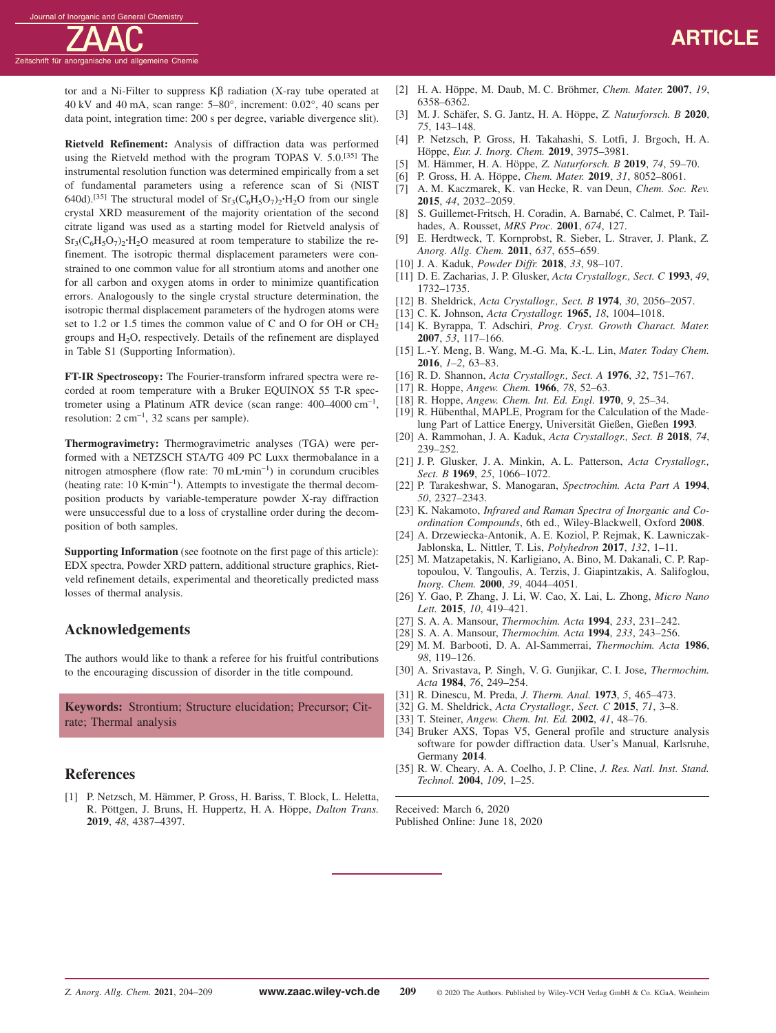tor and a Ni-Filter to suppress Kβ radiation (X-ray tube operated at 40 kV and 40 mA, scan range: 5–80°, increment: 0.02°, 40 scans per data point, integration time: 200 s per degree, variable divergence slit).

**Rietveld Refinement:** Analysis of diffraction data was performed using the Rietveld method with the program TOPAS V. 5.0.[35] The instrumental resolution function was determined empirically from a set of fundamental parameters using a reference scan of Si (NIST 640d).[35] The structural model of $Sr_3(C_6H_5O_7)_2{\cdot}H_2O$ from our single crystal XRD measurement of the majority orientation of the second citrate ligand was used as a starting model for Rietveld analysis of $Sr_3(C_6H_5O_7)_2{\cdot}H_2O$ measured at room temperature to stabilize the refinement. The isotropic thermal displacement parameters were constrained to one common value for all strontium atoms and another one for all carbon and oxygen atoms in order to minimize quantification errors. Analogously to the single crystal structure determination, the isotropic thermal displacement parameters of the hydrogen atoms were set to 1.2 or 1.5 times the common value of C and O for OH or $CH_2$ groups and $H_2O$, respectively. Details of the refinement are displayed in Table S1 (Supporting Information).

**FT-IR Spectroscopy:** The Fourier-transform infrared spectra were recorded at room temperature with a Bruker EQUINOX 55 T-R spectrometer using a Platinum ATR device (scan range: 400–4000 $cm^{-1}$, resolution: 2 $cm^{-1}$, 32 scans per sample).

**Thermogravimetry:** Thermogravimetric analyses (TGA) were performed with a NETZSCH STA/TG 409 PC Luxx thermobalance in a nitrogen atmosphere (flow rate: 70 $mL{\cdot}min^{-1}$) in corundum crucibles (heating rate: 10 $K{\cdot}min^{-1}$). Attempts to investigate the thermal decomposition products by variable-temperature powder X-ray diffraction were unsuccessful due to a loss of crystalline order during the decomposition of both samples.

**Supporting Information** (see footnote on the first page of this article): EDX spectra, Powder XRD pattern, additional structure graphics, Rietveld refinement details, experimental and theoretically predicted mass losses of thermal analysis.

## Acknowledgements

The authors would like to thank a referee for his fruitful contributions to the encouraging discussion of disorder in the title compound.

**Keywords:** Strontium; Structure elucidation; Precursor; Citrate; Thermal analysis

## References

[1] P. Netzsch, M. Hämmer, P. Gross, H. Bariss, T. Block, L. Heletta, R. Pöttgen, J. Bruns, H. Huppertz, H. A. Höppe, *Dalton Trans.* **2019**, *48*, 4387–4397.
[2] H. A. Höppe, M. Daub, M. C. Bröhmer, *Chem. Mater.* **2007**, *19*, 6358–6362.
[3] M. J. Schäfer, S. G. Jantz, H. A. Höppe, *Z. Naturforsch. B* **2020**, *75*, 143–148.
[4] P. Netzsch, P. Gross, H. Takahashi, S. Lotfi, J. Brgoch, H. A. Höppe, *Eur. J. Inorg. Chem.* **2019**, 3975–3981.
[5] M. Hämmer, H. A. Höppe, *Z. Naturforsch. B* **2019**, *74*, 59–70.
[6] P. Gross, H. A. Höppe, *Chem. Mater.* **2019**, *31*, 8052–8061.
[7] A. M. Kaczmarek, K. van Hecke, R. van Deun, *Chem. Soc. Rev.* **2015**, *44*, 2032–2059.
[8] S. Guillemet-Fritsch, H. Coradin, A. Barnabé, C. Calmet, P. Tailhades, A. Rousset, *MRS Proc.* **2001**, *674*, 127.
[9] E. Herdtweck, T. Kornprobst, R. Sieber, L. Straver, J. Plank, *Z. Anorg. Allg. Chem.* **2011**, *637*, 655–659.
[10] J. A. Kaduk, *Powder Diffr.* **2018**, *33*, 98–107.
[11] D. E. Zacharias, J. P. Glusker, *Acta Crystallogr., Sect. C* **1993**, *49*, 1732–1735.
[12] B. Sheldrick, *Acta Crystallogr., Sect. B* **1974**, *30*, 2056–2057.
[13] C. K. Johnson, *Acta Crystallogr.* **1965**, *18*, 1004–1018.
[14] K. Byrappa, T. Adschiri, *Prog. Cryst. Growth Charact. Mater.* **2007**, *53*, 117–166.
[15] L.-Y. Meng, B. Wang, M.-G. Ma, K.-L. Lin, *Mater. Today Chem.* **2016**, *1–2*, 63–83.
[16] R. D. Shannon, *Acta Crystallogr., Sect. A* **1976**, *32*, 751–767.
[17] R. Hoppe, *Angew. Chem.* **1966**, *78*, 52–63.
[18] R. Hoppe, *Angew. Chem. Int. Ed. Engl.* **1970**, *9*, 25–34.
[19] R. Hübenthal, MAPLE, Program for the Calculation of the Madelung Part of Lattice Energy, Universität Gießen, Gießen **1993**.
[20] A. Rammohan, J. A. Kaduk, *Acta Crystallogr., Sect. B* **2018**, *74*, 239–252.
[21] J. P. Glusker, J. A. Minkin, A. L. Patterson, *Acta Crystallogr., Sect. B* **1969**, *25*, 1066–1072.
[22] P. Tarakeshwar, S. Manogaran, *Spectrochim. Acta Part A* **1994**, *50*, 2327–2343.
[23] K. Nakamoto, *Infrared and Raman Spectra of Inorganic and Coordination Compounds*, 6th ed., Wiley-Blackwell, Oxford **2008**.
[24] A. Drzewiecka-Antonik, A. E. Koziol, P. Rejmak, K. Lawniczak-Jablonska, L. Nittler, T. Lis, *Polyhedron* **2017**, *132*, 1–11.
[25] M. Matzapetakis, N. Karligiano, A. Bino, M. Dakanali, C. P. Raptopoulou, V. Tangoulis, A. Terzis, J. Giapintzakis, A. Salifoglou, *Inorg. Chem.* **2000**, *39*, 4044–4051.
[26] Y. Gao, P. Zhang, J. Li, W. Cao, X. Lai, L. Zhong, *Micro Nano Lett.* **2015**, *10*, 419–421.
[27] S. A. A. Mansour, *Thermochim. Acta* **1994**, *233*, 231–242.
[28] S. A. A. Mansour, *Thermochim. Acta* **1994**, *233*, 243–256.
[29] M. M. Barbooti, D. A. Al-Sammerrai, *Thermochim. Acta* **1986**, *98*, 119–126.
[30] A. Srivastava, P. Singh, V. G. Gunjikar, C. I. Jose, *Thermochim. Acta* **1984**, *76*, 249–254.
[31] R. Dinescu, M. Preda, *J. Therm. Anal.* **1973**, *5*, 465–473.
[32] G. M. Sheldrick, *Acta Crystallogr., Sect. C* **2015**, *71*, 3–8.
[33] T. Steiner, *Angew. Chem. Int. Ed.* **2002**, *41*, 48–76.
[34] Bruker AXS, Topas V5, General profile and structure analysis software for powder diffraction data. User's Manual, Karlsruhe, Germany **2014**.
[35] R. W. Cheary, A. A. Coelho, J. P. Cline, *J. Res. Natl. Inst. Stand. Technol.* **2004**, *109*, 1–25.

Received: March 6, 2020
Published Online: June 18, 2020